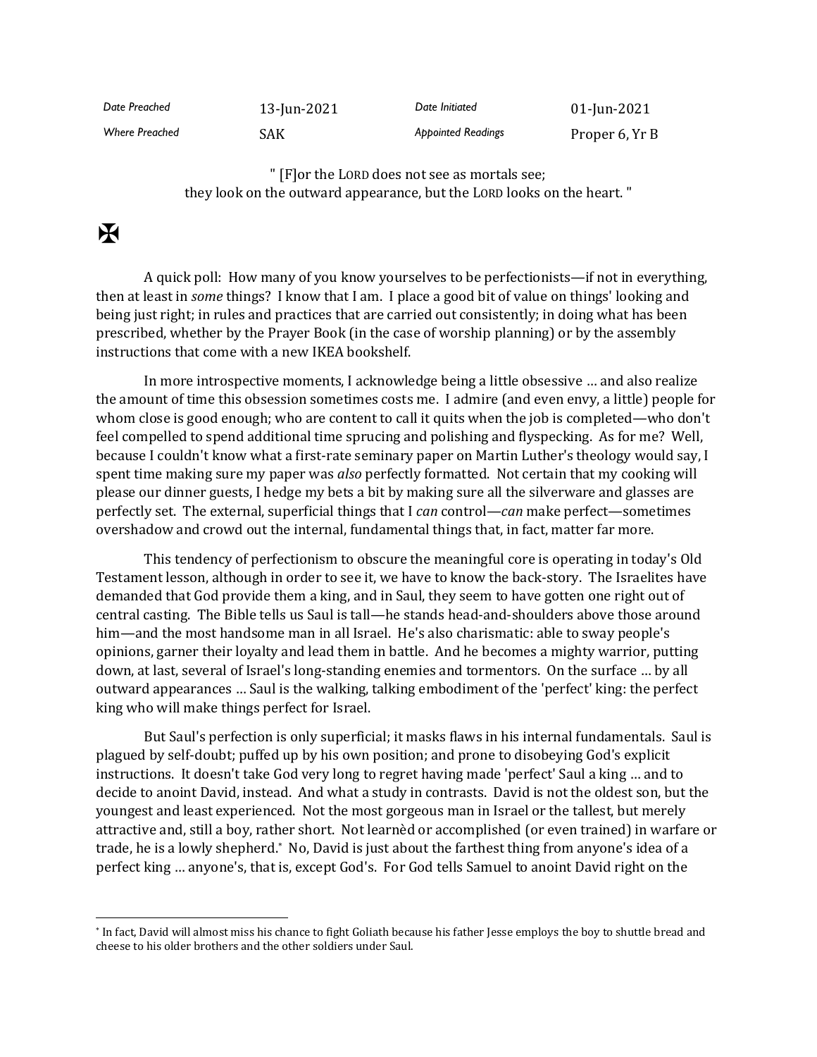| Date Preached | 13-Jun-2021 | Date Initiated | 01-Jun-2021 |
|---|---|---|---|
| Where Preached | SAK | Appointed Readings | Proper 6, Yr B |

" [F]or the LORD does not see as mortals see;
they look on the outward appearance, but the LORD looks on the heart. "

✠

A quick poll: How many of you know yourselves to be perfectionists—if not in everything, then at least in *some* things? I know that I am. I place a good bit of value on things' looking and being just right; in rules and practices that are carried out consistently; in doing what has been prescribed, whether by the Prayer Book (in the case of worship planning) or by the assembly instructions that come with a new IKEA bookshelf.

In more introspective moments, I acknowledge being a little obsessive … and also realize the amount of time this obsession sometimes costs me. I admire (and even envy, a little) people for whom close is good enough; who are content to call it quits when the job is completed—who don't feel compelled to spend additional time sprucing and polishing and flyspecking. As for me? Well, because I couldn't know what a first-rate seminary paper on Martin Luther's theology would say, I spent time making sure my paper was *also* perfectly formatted. Not certain that my cooking will please our dinner guests, I hedge my bets a bit by making sure all the silverware and glasses are perfectly set. The external, superficial things that I *can* control—*can* make perfect—sometimes overshadow and crowd out the internal, fundamental things that, in fact, matter far more.

This tendency of perfectionism to obscure the meaningful core is operating in today's Old Testament lesson, although in order to see it, we have to know the back-story. The Israelites have demanded that God provide them a king, and in Saul, they seem to have gotten one right out of central casting. The Bible tells us Saul is tall—he stands head-and-shoulders above those around him—and the most handsome man in all Israel. He's also charismatic: able to sway people's opinions, garner their loyalty and lead them in battle. And he becomes a mighty warrior, putting down, at last, several of Israel's long-standing enemies and tormentors. On the surface … by all outward appearances … Saul is the walking, talking embodiment of the 'perfect' king: the perfect king who will make things perfect for Israel.

But Saul's perfection is only superficial; it masks flaws in his internal fundamentals. Saul is plagued by self-doubt; puffed up by his own position; and prone to disobeying God's explicit instructions. It doesn't take God very long to regret having made 'perfect' Saul a king … and to decide to anoint David, instead. And what a study in contrasts. David is not the oldest son, but the youngest and least experienced. Not the most gorgeous man in Israel or the tallest, but merely attractive and, still a boy, rather short. Not learnèd or accomplished (or even trained) in warfare or trade, he is a lowly shepherd.[*] No, David is just about the farthest thing from anyone's idea of a perfect king … anyone's, that is, except God's. For God tells Samuel to anoint David right on the

[*] In fact, David will almost miss his chance to fight Goliath because his father Jesse employs the boy to shuttle bread and cheese to his older brothers and the other soldiers under Saul.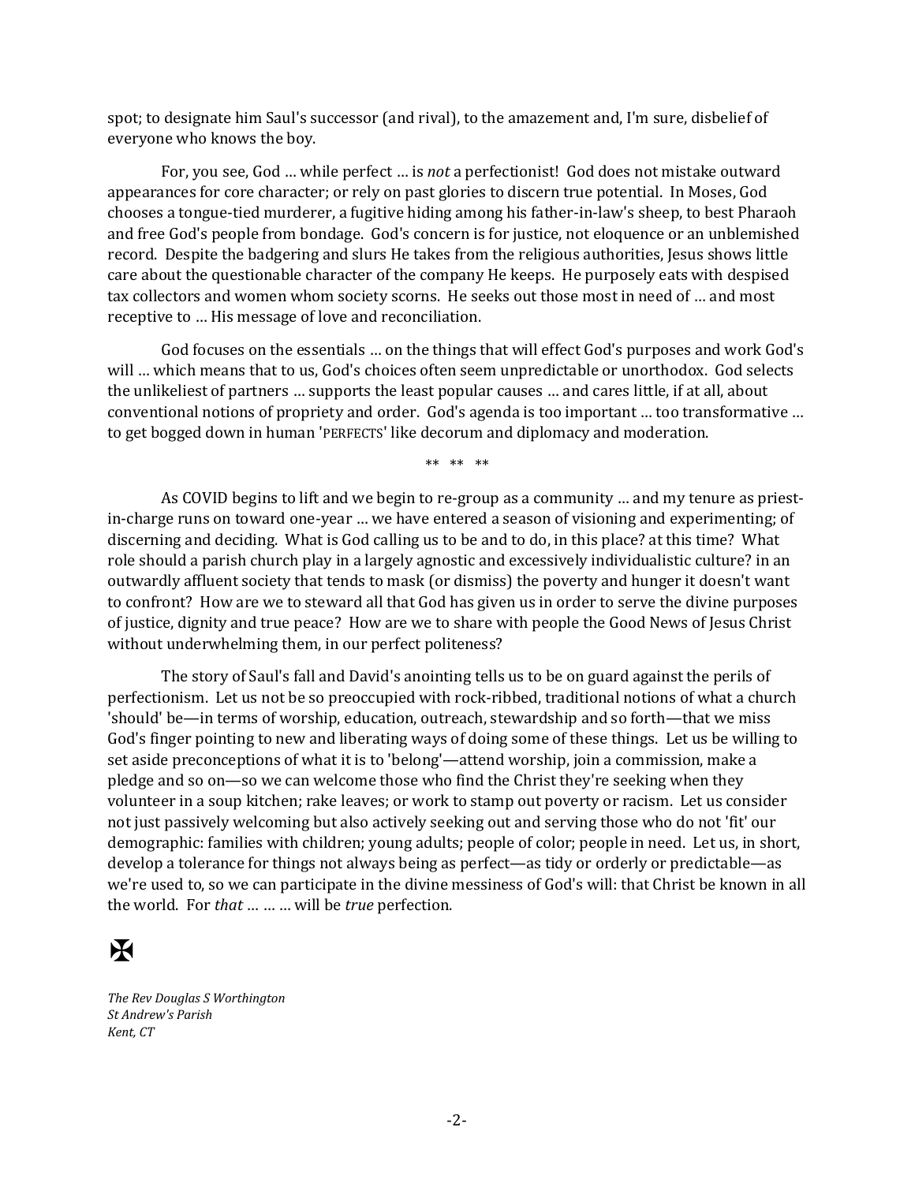spot; to designate him Saul's successor (and rival), to the amazement and, I'm sure, disbelief of everyone who knows the boy.

For, you see, God … while perfect … is *not* a perfectionist! God does not mistake outward appearances for core character; or rely on past glories to discern true potential. In Moses, God chooses a tongue-tied murderer, a fugitive hiding among his father-in-law's sheep, to best Pharaoh and free God's people from bondage. God's concern is for justice, not eloquence or an unblemished record. Despite the badgering and slurs He takes from the religious authorities, Jesus shows little care about the questionable character of the company He keeps. He purposely eats with despised tax collectors and women whom society scorns. He seeks out those most in need of … and most receptive to … His message of love and reconciliation.

God focuses on the essentials … on the things that will effect God's purposes and work God's will … which means that to us, God's choices often seem unpredictable or unorthodox. God selects the unlikeliest of partners … supports the least popular causes … and cares little, if at all, about conventional notions of propriety and order. God's agenda is too important … too transformative … to get bogged down in human 'PERFECTS' like decorum and diplomacy and moderation.

** ** **

As COVID begins to lift and we begin to re-group as a community … and my tenure as priest-in-charge runs on toward one-year … we have entered a season of visioning and experimenting; of discerning and deciding. What is God calling us to be and to do, in this place? at this time? What role should a parish church play in a largely agnostic and excessively individualistic culture? in an outwardly affluent society that tends to mask (or dismiss) the poverty and hunger it doesn't want to confront? How are we to steward all that God has given us in order to serve the divine purposes of justice, dignity and true peace? How are we to share with people the Good News of Jesus Christ without underwhelming them, in our perfect politeness?

The story of Saul's fall and David's anointing tells us to be on guard against the perils of perfectionism. Let us not be so preoccupied with rock-ribbed, traditional notions of what a church 'should' be—in terms of worship, education, outreach, stewardship and so forth—that we miss God's finger pointing to new and liberating ways of doing some of these things. Let us be willing to set aside preconceptions of what it is to 'belong'—attend worship, join a commission, make a pledge and so on—so we can welcome those who find the Christ they're seeking when they volunteer in a soup kitchen; rake leaves; or work to stamp out poverty or racism. Let us consider not just passively welcoming but also actively seeking out and serving those who do not 'fit' our demographic: families with children; young adults; people of color; people in need. Let us, in short, develop a tolerance for things not always being as perfect—as tidy or orderly or predictable—as we're used to, so we can participate in the divine messiness of God's will: that Christ be known in all the world. For *that* … … … will be *true* perfection.

✠

*The Rev Douglas S Worthington*
*St Andrew's Parish*
*Kent, CT*